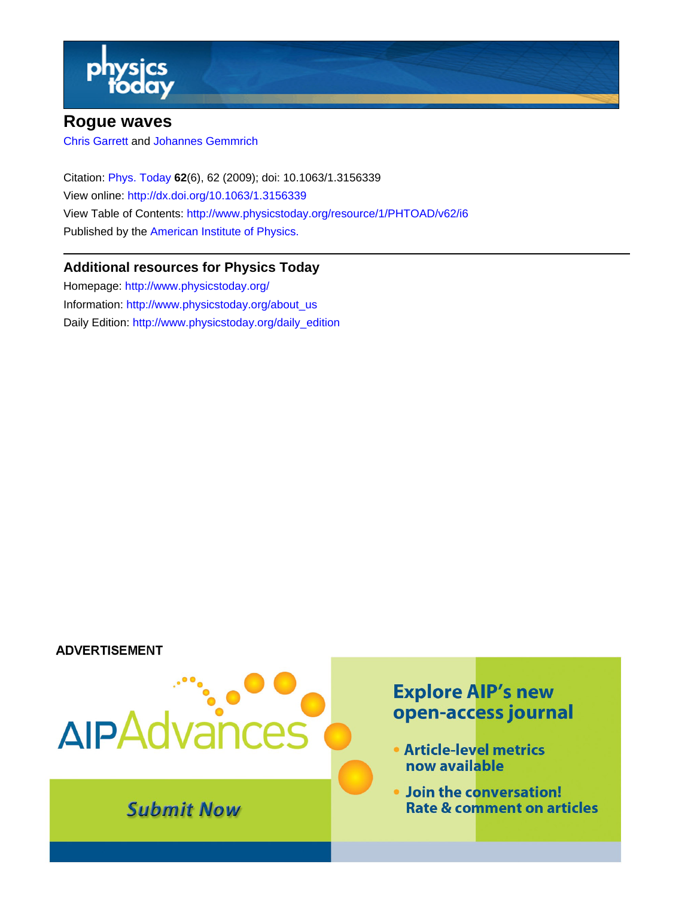# Rogue waves

Chris Garrett and Johannes Gemmrich

Citation: Phys. Today **62**(6), 62 (2009); doi: 10.1063/1.3156339

View online: http://dx.doi.org/10.1063/1.3156339

View Table of Contents: http://www.physicstoday.org/resource/1/PHTOAD/v62/i6

Published by the American Institute of Physics.

## Additional resources for Physics Today

Homepage: http://www.physicstoday.org/

Information: http://www.physicstoday.org/about_us

Daily Edition: http://www.physicstoday.org/daily_edition

ADVERTISEMENT

AIPAdvances

Submit Now

Explore AIP's new open-access journal

- Article-level metrics now available
- Join the conversation! Rate & comment on articles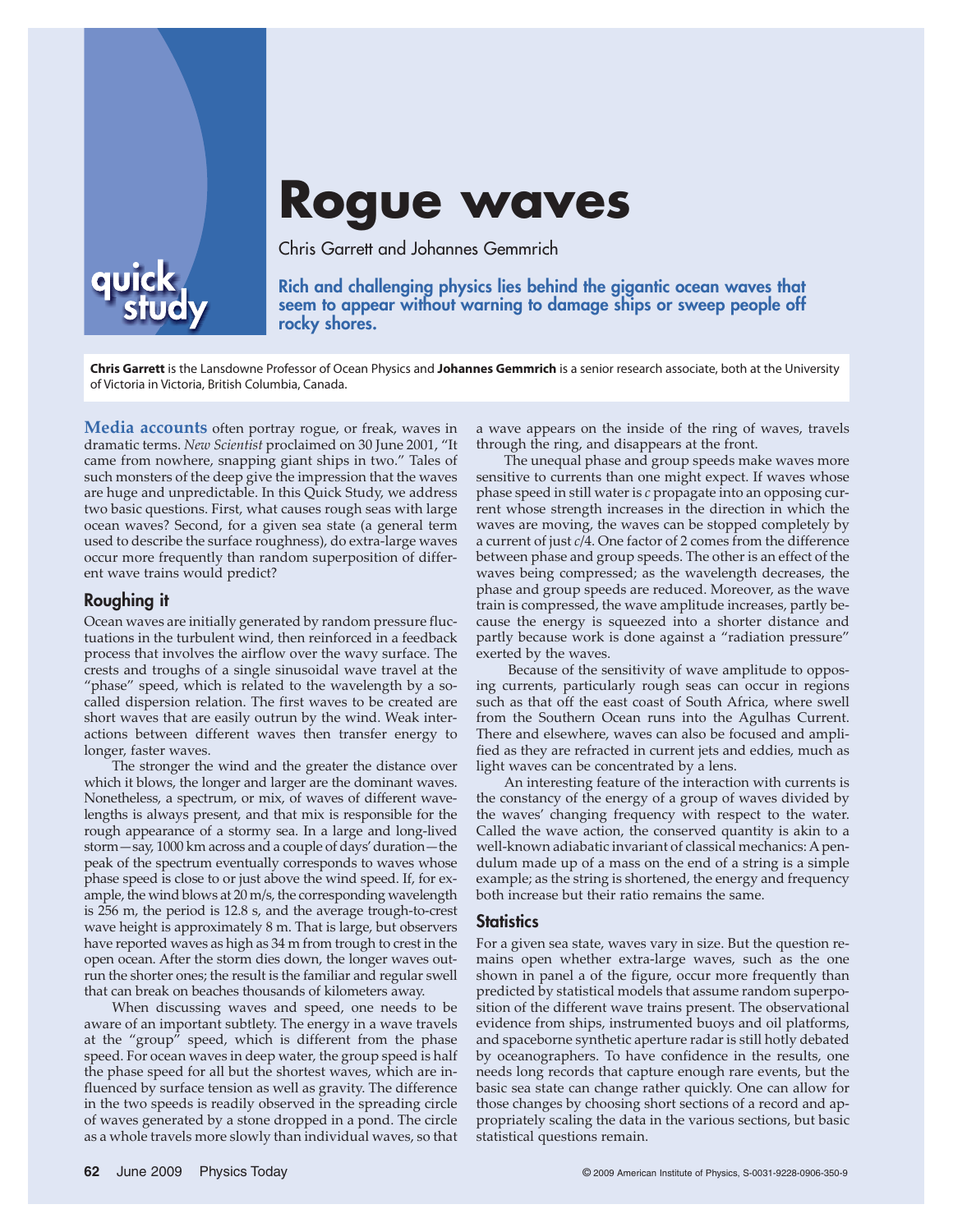# Rogue waves

Chris Garrett and Johannes Gemmrich

**Rich and challenging physics lies behind the gigantic ocean waves that seem to appear without warning to damage ships or sweep people off rocky shores.**

**Chris Garrett** is the Lansdowne Professor of Ocean Physics and **Johannes Gemmrich** is a senior research associate, both at the University of Victoria in Victoria, British Columbia, Canada.

**Media accounts** often portray rogue, or freak, waves in dramatic terms. *New Scientist* proclaimed on 30 June 2001, "It came from nowhere, snapping giant ships in two." Tales of such monsters of the deep give the impression that the waves are huge and unpredictable. In this Quick Study, we address two basic questions. First, what causes rough seas with large ocean waves? Second, for a given sea state (a general term used to describe the surface roughness), do extra-large waves occur more frequently than random superposition of different wave trains would predict?

## Roughing it

Ocean waves are initially generated by random pressure fluctuations in the turbulent wind, then reinforced in a feedback process that involves the airflow over the wavy surface. The crests and troughs of a single sinusoidal wave travel at the "phase" speed, which is related to the wavelength by a so-called dispersion relation. The first waves to be created are short waves that are easily outrun by the wind. Weak interactions between different waves then transfer energy to longer, faster waves.

The stronger the wind and the greater the distance over which it blows, the longer and larger are the dominant waves. Nonetheless, a spectrum, or mix, of waves of different wavelengths is always present, and that mix is responsible for the rough appearance of a stormy sea. In a large and long-lived storm—say, 1000 km across and a couple of days' duration—the peak of the spectrum eventually corresponds to waves whose phase speed is close to or just above the wind speed. If, for example, the wind blows at 20 m/s, the corresponding wavelength is 256 m, the period is 12.8 s, and the average trough-to-crest wave height is approximately 8 m. That is large, but observers have reported waves as high as 34 m from trough to crest in the open ocean. After the storm dies down, the longer waves outrun the shorter ones; the result is the familiar and regular swell that can break on beaches thousands of kilometers away.

When discussing waves and speed, one needs to be aware of an important subtlety. The energy in a wave travels at the "group" speed, which is different from the phase speed. For ocean waves in deep water, the group speed is half the phase speed for all but the shortest waves, which are influenced by surface tension as well as gravity. The difference in the two speeds is readily observed in the spreading circle of waves generated by a stone dropped in a pond. The circle as a whole travels more slowly than individual waves, so that a wave appears on the inside of the ring of waves, travels through the ring, and disappears at the front.

The unequal phase and group speeds make waves more sensitive to currents than one might expect. If waves whose phase speed in still water is $c$ propagate into an opposing current whose strength increases in the direction in which the waves are moving, the waves can be stopped completely by a current of just $c/4$. One factor of 2 comes from the difference between phase and group speeds. The other is an effect of the waves being compressed; as the wavelength decreases, the phase and group speeds are reduced. Moreover, as the wave train is compressed, the wave amplitude increases, partly because the energy is squeezed into a shorter distance and partly because work is done against a "radiation pressure" exerted by the waves.

Because of the sensitivity of wave amplitude to opposing currents, particularly rough seas can occur in regions such as that off the east coast of South Africa, where swell from the Southern Ocean runs into the Agulhas Current. There and elsewhere, waves can also be focused and amplified as they are refracted in current jets and eddies, much as light waves can be concentrated by a lens.

An interesting feature of the interaction with currents is the constancy of the energy of a group of waves divided by the waves' changing frequency with respect to the water. Called the wave action, the conserved quantity is akin to a well-known adiabatic invariant of classical mechanics: A pendulum made up of a mass on the end of a string is a simple example; as the string is shortened, the energy and frequency both increase but their ratio remains the same.

## Statistics

For a given sea state, waves vary in size. But the question remains open whether extra-large waves, such as the one shown in panel a of the figure, occur more frequently than predicted by statistical models that assume random superposition of the different wave trains present. The observational evidence from ships, instrumented buoys and oil platforms, and spaceborne synthetic aperture radar is still hotly debated by oceanographers. To have confidence in the results, one needs long records that capture enough rare events, but the basic sea state can change rather quickly. One can allow for those changes by choosing short sections of a record and appropriately scaling the data in the various sections, but basic statistical questions remain.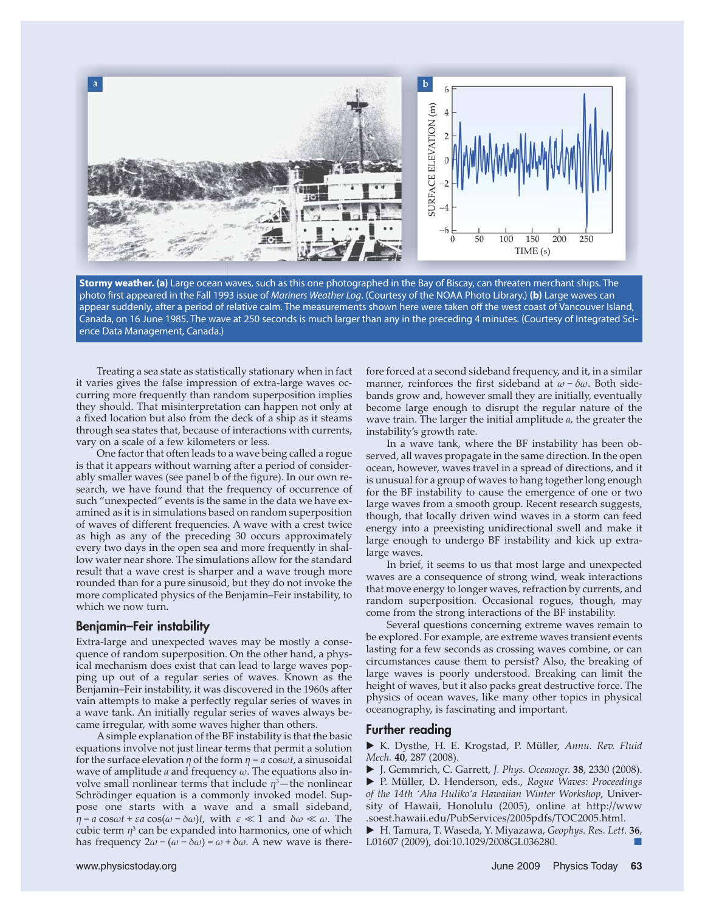a

b

SURFACE ELEVATION (m)

6
4
2
0
−2
−4
−6

0 50 100 150 200 250

TIME (s)

**Stormy weather. (a)** Large ocean waves, such as this one photographed in the Bay of Biscay, can threaten merchant ships. The photo first appeared in the Fall 1993 issue of *Mariners Weather Log*. (Courtesy of the NOAA Photo Library.) **(b)** Large waves can appear suddenly, after a period of relative calm. The measurements shown here were taken off the west coast of Vancouver Island, Canada, on 16 June 1985. The wave at 250 seconds is much larger than any in the preceding 4 minutes. (Courtesy of Integrated Science Data Management, Canada.)

Treating a sea state as statistically stationary when in fact it varies gives the false impression of extra-large waves occurring more frequently than random superposition implies they should. That misinterpretation can happen not only at a fixed location but also from the deck of a ship as it steams through sea states that, because of interactions with currents, vary on a scale of a few kilometers or less.

One factor that often leads to a wave being called a rogue is that it appears without warning after a period of considerably smaller waves (see panel b of the figure). In our own research, we have found that the frequency of occurrence of such "unexpected" events is the same in the data we have examined as it is in simulations based on random superposition of waves of different frequencies. A wave with a crest twice as high as any of the preceding 30 occurs approximately every two days in the open sea and more frequently in shallow water near shore. The simulations allow for the standard result that a wave crest is sharper and a wave trough more rounded than for a pure sinusoid, but they do not invoke the more complicated physics of the Benjamin–Feir instability, to which we now turn.

## Benjamin–Feir instability

Extra-large and unexpected waves may be mostly a consequence of random superposition. On the other hand, a physical mechanism does exist that can lead to large waves popping up out of a regular series of waves. Known as the Benjamin–Feir instability, it was discovered in the 1960s after vain attempts to make a perfectly regular series of waves in a wave tank. An initially regular series of waves always became irregular, with some waves higher than others.

A simple explanation of the BF instability is that the basic equations involve not just linear terms that permit a solution for the surface elevation $\eta$ of the form $\eta = a \cos\omega t$, a sinusoidal wave of amplitude $a$ and frequency $\omega$. The equations also involve small nonlinear terms that include $\eta^3$—the nonlinear Schrödinger equation is a commonly invoked model. Suppose one starts with a wave and a small sideband, $\eta = a \cos\omega t + \varepsilon a \cos(\omega - \delta\omega)t$, with $\varepsilon \ll 1$ and $\delta\omega \ll \omega$. The cubic term $\eta^3$ can be expanded into harmonics, one of which has frequency $2\omega - (\omega - \delta\omega) = \omega + \delta\omega$. A new wave is therefore forced at a second sideband frequency, and it, in a similar manner, reinforces the first sideband at $\omega - \delta\omega$. Both sidebands grow and, however small they are initially, eventually become large enough to disrupt the regular nature of the wave train. The larger the initial amplitude $a$, the greater the instability's growth rate.

In a wave tank, where the BF instability has been observed, all waves propagate in the same direction. In the open ocean, however, waves travel in a spread of directions, and it is unusual for a group of waves to hang together long enough for the BF instability to cause the emergence of one or two large waves from a smooth group. Recent research suggests, though, that locally driven wind waves in a storm can feed energy into a preexisting unidirectional swell and make it large enough to undergo BF instability and kick up extra-large waves.

In brief, it seems to us that most large and unexpected waves are a consequence of strong wind, weak interactions that move energy to longer waves, refraction by currents, and random superposition. Occasional rogues, though, may come from the strong interactions of the BF instability.

Several questions concerning extreme waves remain to be explored. For example, are extreme waves transient events lasting for a few seconds as crossing waves combine, or can circumstances cause them to persist? Also, the breaking of large waves is poorly understood. Breaking can limit the height of waves, but it also packs great destructive force. The physics of ocean waves, like many other topics in physical oceanography, is fascinating and important.

## Further reading

▶ K. Dysthe, H. E. Krogstad, P. Müller, *Annu. Rev. Fluid Mech.* **40**, 287 (2008).

▶ J. Gemmrich, C. Garrett, *J. Phys. Oceanogr.* **38**, 2330 (2008).

▶ P. Müller, D. Henderson, eds., *Rogue Waves: Proceedings of the 14th ʻAha Hulikoʻa Hawaiian Winter Workshop*, University of Hawaii, Honolulu (2005), online at http://www.soest.hawaii.edu/PubServices/2005pdfs/TOC2005.html.

▶ H. Tamura, T. Waseda, Y. Miyazawa, *Geophys. Res. Lett.* **36**, L01607 (2009), doi:10.1029/2008GL036280.